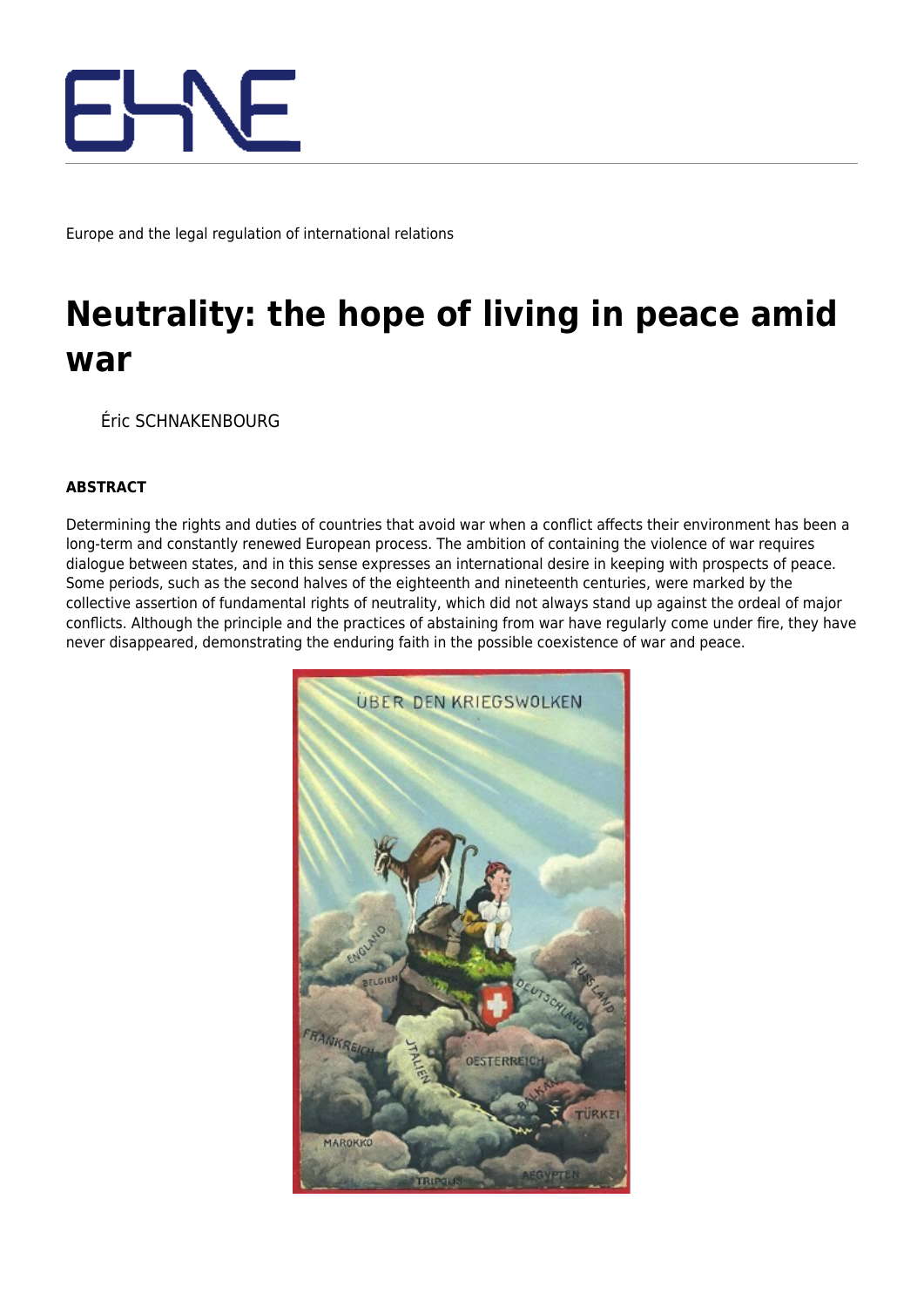Europe and the legal regulation of international relations

# Neutrality: the hope of living in peace amid war

Éric SCHNAKENBOURG

**ABSTRACT**

Determining the rights and duties of countries that avoid war when a conflict affects their environment has been a long-term and constantly renewed European process. The ambition of containing the violence of war requires dialogue between states, and in this sense expresses an international desire in keeping with prospects of peace. Some periods, such as the second halves of the eighteenth and nineteenth centuries, were marked by the collective assertion of fundamental rights of neutrality, which did not always stand up against the ordeal of major conflicts. Although the principle and the practices of abstaining from war have regularly come under fire, they have never disappeared, demonstrating the enduring faith in the possible coexistence of war and peace.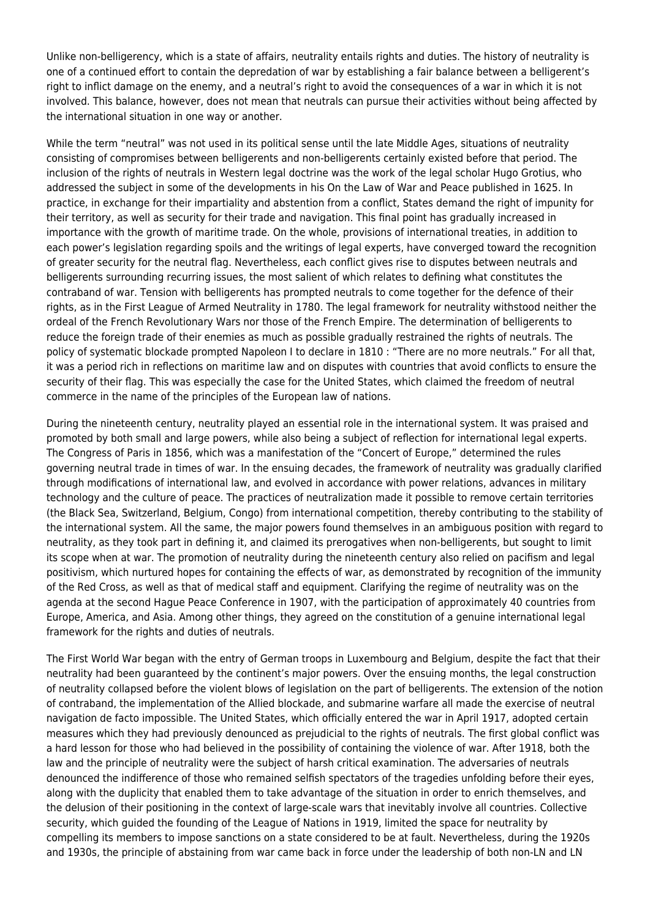Unlike non-belligerency, which is a state of affairs, neutrality entails rights and duties. The history of neutrality is one of a continued effort to contain the depredation of war by establishing a fair balance between a belligerent's right to inflict damage on the enemy, and a neutral's right to avoid the consequences of a war in which it is not involved. This balance, however, does not mean that neutrals can pursue their activities without being affected by the international situation in one way or another.

While the term "neutral" was not used in its political sense until the late Middle Ages, situations of neutrality consisting of compromises between belligerents and non-belligerents certainly existed before that period. The inclusion of the rights of neutrals in Western legal doctrine was the work of the legal scholar Hugo Grotius, who addressed the subject in some of the developments in his On the Law of War and Peace published in 1625. In practice, in exchange for their impartiality and abstention from a conflict, States demand the right of impunity for their territory, as well as security for their trade and navigation. This final point has gradually increased in importance with the growth of maritime trade. On the whole, provisions of international treaties, in addition to each power's legislation regarding spoils and the writings of legal experts, have converged toward the recognition of greater security for the neutral flag. Nevertheless, each conflict gives rise to disputes between neutrals and belligerents surrounding recurring issues, the most salient of which relates to defining what constitutes the contraband of war. Tension with belligerents has prompted neutrals to come together for the defence of their rights, as in the First League of Armed Neutrality in 1780. The legal framework for neutrality withstood neither the ordeal of the French Revolutionary Wars nor those of the French Empire. The determination of belligerents to reduce the foreign trade of their enemies as much as possible gradually restrained the rights of neutrals. The policy of systematic blockade prompted Napoleon I to declare in 1810 : "There are no more neutrals." For all that, it was a period rich in reflections on maritime law and on disputes with countries that avoid conflicts to ensure the security of their flag. This was especially the case for the United States, which claimed the freedom of neutral commerce in the name of the principles of the European law of nations.

During the nineteenth century, neutrality played an essential role in the international system. It was praised and promoted by both small and large powers, while also being a subject of reflection for international legal experts. The Congress of Paris in 1856, which was a manifestation of the "Concert of Europe," determined the rules governing neutral trade in times of war. In the ensuing decades, the framework of neutrality was gradually clarified through modifications of international law, and evolved in accordance with power relations, advances in military technology and the culture of peace. The practices of neutralization made it possible to remove certain territories (the Black Sea, Switzerland, Belgium, Congo) from international competition, thereby contributing to the stability of the international system. All the same, the major powers found themselves in an ambiguous position with regard to neutrality, as they took part in defining it, and claimed its prerogatives when non-belligerents, but sought to limit its scope when at war. The promotion of neutrality during the nineteenth century also relied on pacifism and legal positivism, which nurtured hopes for containing the effects of war, as demonstrated by recognition of the immunity of the Red Cross, as well as that of medical staff and equipment. Clarifying the regime of neutrality was on the agenda at the second Hague Peace Conference in 1907, with the participation of approximately 40 countries from Europe, America, and Asia. Among other things, they agreed on the constitution of a genuine international legal framework for the rights and duties of neutrals.

The First World War began with the entry of German troops in Luxembourg and Belgium, despite the fact that their neutrality had been guaranteed by the continent's major powers. Over the ensuing months, the legal construction of neutrality collapsed before the violent blows of legislation on the part of belligerents. The extension of the notion of contraband, the implementation of the Allied blockade, and submarine warfare all made the exercise of neutral navigation de facto impossible. The United States, which officially entered the war in April 1917, adopted certain measures which they had previously denounced as prejudicial to the rights of neutrals. The first global conflict was a hard lesson for those who had believed in the possibility of containing the violence of war. After 1918, both the law and the principle of neutrality were the subject of harsh critical examination. The adversaries of neutrals denounced the indifference of those who remained selfish spectators of the tragedies unfolding before their eyes, along with the duplicity that enabled them to take advantage of the situation in order to enrich themselves, and the delusion of their positioning in the context of large-scale wars that inevitably involve all countries. Collective security, which guided the founding of the League of Nations in 1919, limited the space for neutrality by compelling its members to impose sanctions on a state considered to be at fault. Nevertheless, during the 1920s and 1930s, the principle of abstaining from war came back in force under the leadership of both non-LN and LN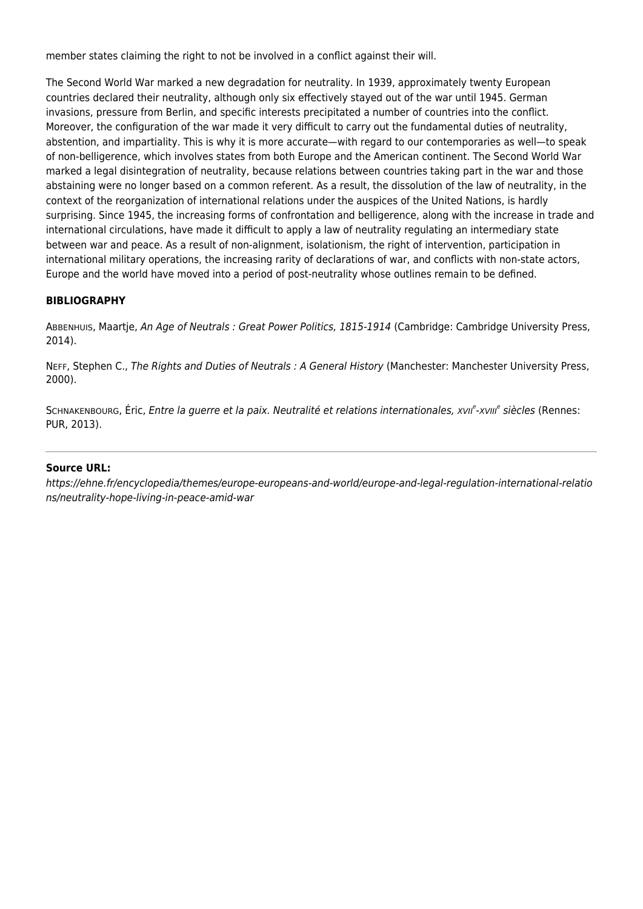member states claiming the right to not be involved in a conflict against their will.

The Second World War marked a new degradation for neutrality. In 1939, approximately twenty European countries declared their neutrality, although only six effectively stayed out of the war until 1945. German invasions, pressure from Berlin, and specific interests precipitated a number of countries into the conflict. Moreover, the configuration of the war made it very difficult to carry out the fundamental duties of neutrality, abstention, and impartiality. This is why it is more accurate—with regard to our contemporaries as well—to speak of non-belligerence, which involves states from both Europe and the American continent. The Second World War marked a legal disintegration of neutrality, because relations between countries taking part in the war and those abstaining were no longer based on a common referent. As a result, the dissolution of the law of neutrality, in the context of the reorganization of international relations under the auspices of the United Nations, is hardly surprising. Since 1945, the increasing forms of confrontation and belligerence, along with the increase in trade and international circulations, have made it difficult to apply a law of neutrality regulating an intermediary state between war and peace. As a result of non-alignment, isolationism, the right of intervention, participation in international military operations, the increasing rarity of declarations of war, and conflicts with non-state actors, Europe and the world have moved into a period of post-neutrality whose outlines remain to be defined.

**BIBLIOGRAPHY**

Abbenhuis, Maartje, *An Age of Neutrals : Great Power Politics, 1815-1914* (Cambridge: Cambridge University Press, 2014).

Neff, Stephen C., *The Rights and Duties of Neutrals : A General History* (Manchester: Manchester University Press, 2000).

Schnakenbourg, Éric, *Entre la guerre et la paix. Neutralité et relations internationales, xvii<sup>e</sup>-xviii<sup>e</sup> siècles* (Rennes: PUR, 2013).

---

**Source URL:**
*https://ehne.fr/encyclopedia/themes/europe-europeans-and-world/europe-and-legal-regulation-international-relations/neutrality-hope-living-in-peace-amid-war*